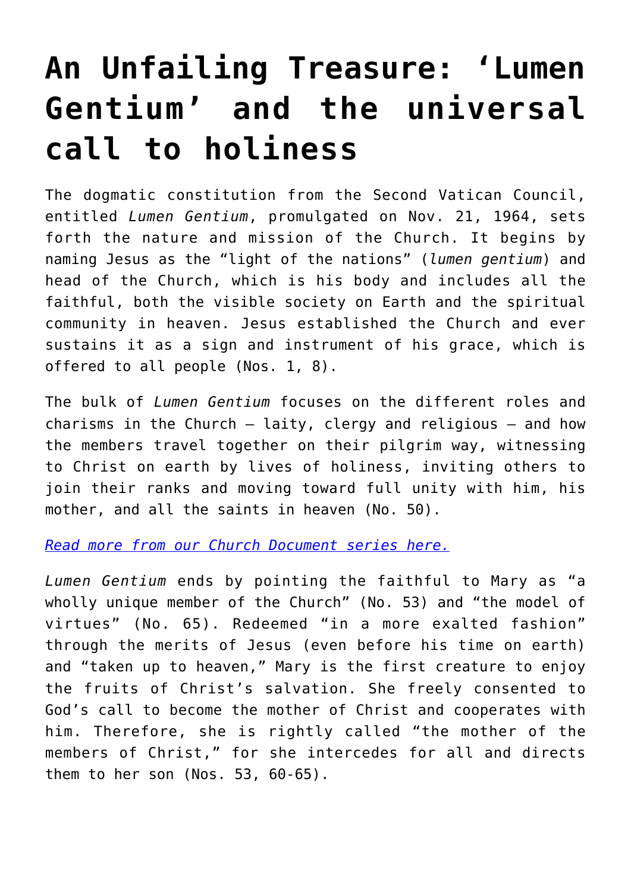# An Unfailing Treasure: 'Lumen Gentium' and the universal call to holiness

The dogmatic constitution from the Second Vatican Council, entitled *Lumen Gentium*, promulgated on Nov. 21, 1964, sets forth the nature and mission of the Church. It begins by naming Jesus as the "light of the nations" (*lumen gentium*) and head of the Church, which is his body and includes all the faithful, both the visible society on Earth and the spiritual community in heaven. Jesus established the Church and ever sustains it as a sign and instrument of his grace, which is offered to all people (Nos. 1, 8).

The bulk of *Lumen Gentium* focuses on the different roles and charisms in the Church – laity, clergy and religious – and how the members travel together on their pilgrim way, witnessing to Christ on earth by lives of holiness, inviting others to join their ranks and moving toward full unity with him, his mother, and all the saints in heaven (No. 50).

*Read more from our Church Document series here.*

*Lumen Gentium* ends by pointing the faithful to Mary as "a wholly unique member of the Church" (No. 53) and "the model of virtues" (No. 65). Redeemed "in a more exalted fashion" through the merits of Jesus (even before his time on earth) and "taken up to heaven," Mary is the first creature to enjoy the fruits of Christ's salvation. She freely consented to God's call to become the mother of Christ and cooperates with him. Therefore, she is rightly called "the mother of the members of Christ," for she intercedes for all and directs them to her son (Nos. 53, 60-65).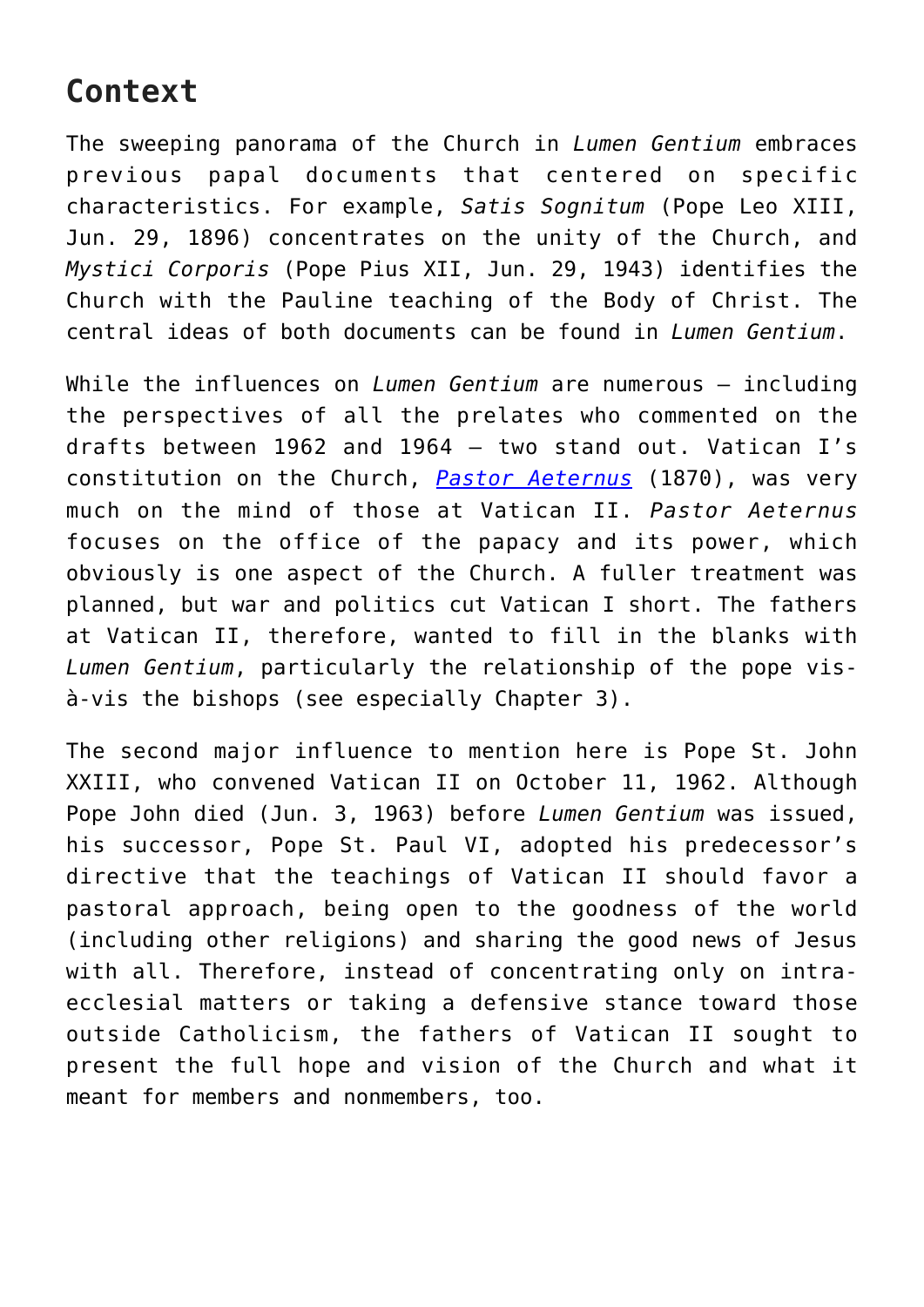## Context

The sweeping panorama of the Church in *Lumen Gentium* embraces previous papal documents that centered on specific characteristics. For example, *Satis Sognitum* (Pope Leo XIII, Jun. 29, 1896) concentrates on the unity of the Church, and *Mystici Corporis* (Pope Pius XII, Jun. 29, 1943) identifies the Church with the Pauline teaching of the Body of Christ. The central ideas of both documents can be found in *Lumen Gentium*.

While the influences on *Lumen Gentium* are numerous — including the perspectives of all the prelates who commented on the drafts between 1962 and 1964 — two stand out. Vatican I's constitution on the Church, *Pastor Aeternus* (1870), was very much on the mind of those at Vatican II. *Pastor Aeternus* focuses on the office of the papacy and its power, which obviously is one aspect of the Church. A fuller treatment was planned, but war and politics cut Vatican I short. The fathers at Vatican II, therefore, wanted to fill in the blanks with *Lumen Gentium*, particularly the relationship of the pope vis-à-vis the bishops (see especially Chapter 3).

The second major influence to mention here is Pope St. John XXIII, who convened Vatican II on October 11, 1962. Although Pope John died (Jun. 3, 1963) before *Lumen Gentium* was issued, his successor, Pope St. Paul VI, adopted his predecessor's directive that the teachings of Vatican II should favor a pastoral approach, being open to the goodness of the world (including other religions) and sharing the good news of Jesus with all. Therefore, instead of concentrating only on intra-ecclesial matters or taking a defensive stance toward those outside Catholicism, the fathers of Vatican II sought to present the full hope and vision of the Church and what it meant for members and nonmembers, too.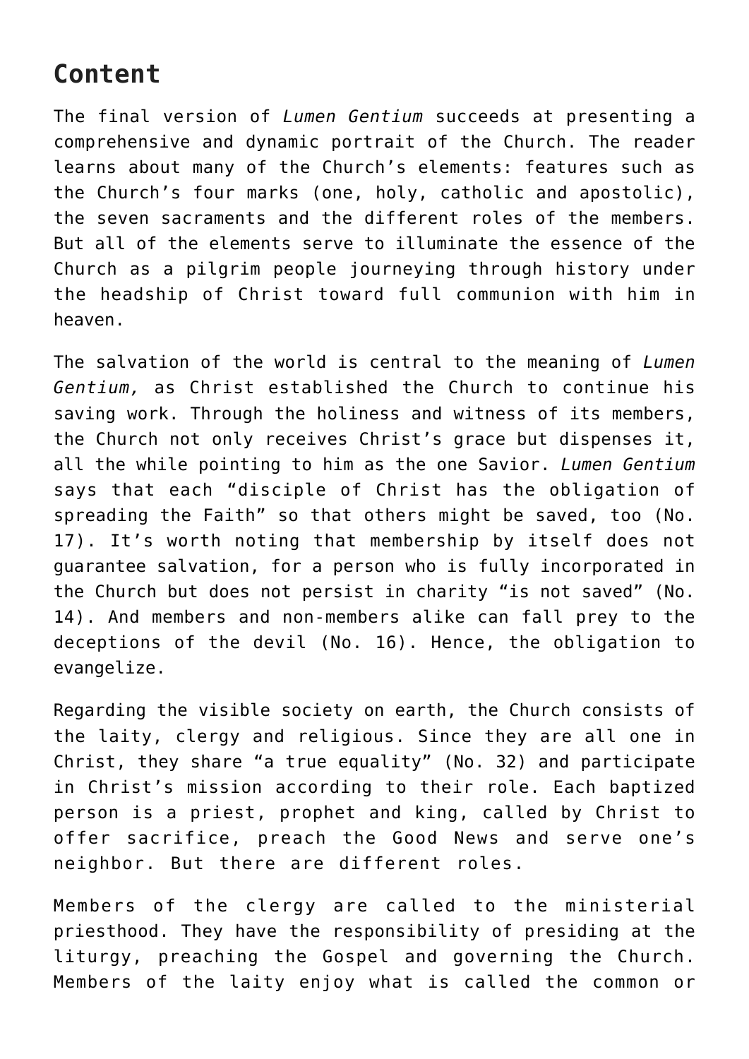## Content

The final version of *Lumen Gentium* succeeds at presenting a comprehensive and dynamic portrait of the Church. The reader learns about many of the Church's elements: features such as the Church's four marks (one, holy, catholic and apostolic), the seven sacraments and the different roles of the members. But all of the elements serve to illuminate the essence of the Church as a pilgrim people journeying through history under the headship of Christ toward full communion with him in heaven.

The salvation of the world is central to the meaning of *Lumen Gentium,* as Christ established the Church to continue his saving work. Through the holiness and witness of its members, the Church not only receives Christ's grace but dispenses it, all the while pointing to him as the one Savior. *Lumen Gentium* says that each "disciple of Christ has the obligation of spreading the Faith" so that others might be saved, too (No. 17). It's worth noting that membership by itself does not guarantee salvation, for a person who is fully incorporated in the Church but does not persist in charity "is not saved" (No. 14). And members and non-members alike can fall prey to the deceptions of the devil (No. 16). Hence, the obligation to evangelize.

Regarding the visible society on earth, the Church consists of the laity, clergy and religious. Since they are all one in Christ, they share "a true equality" (No. 32) and participate in Christ's mission according to their role. Each baptized person is a priest, prophet and king, called by Christ to offer sacrifice, preach the Good News and serve one's neighbor. But there are different roles.

Members of the clergy are called to the ministerial priesthood. They have the responsibility of presiding at the liturgy, preaching the Gospel and governing the Church. Members of the laity enjoy what is called the common or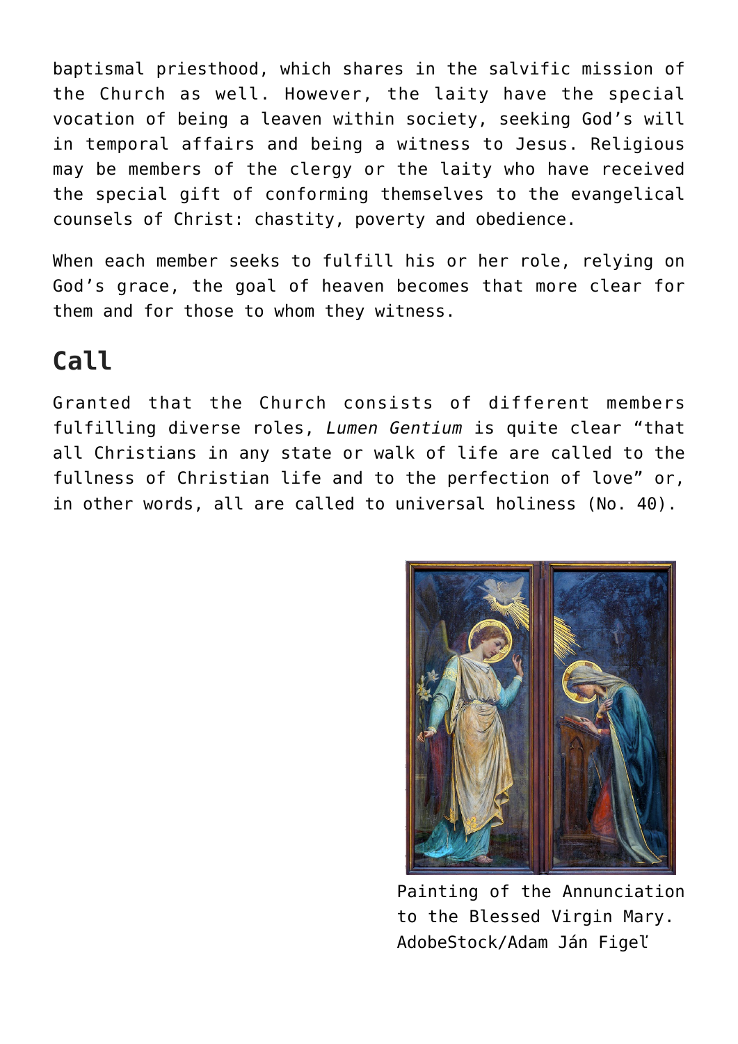baptismal priesthood, which shares in the salvific mission of the Church as well. However, the laity have the special vocation of being a leaven within society, seeking God's will in temporal affairs and being a witness to Jesus. Religious may be members of the clergy or the laity who have received the special gift of conforming themselves to the evangelical counsels of Christ: chastity, poverty and obedience.

When each member seeks to fulfill his or her role, relying on God's grace, the goal of heaven becomes that more clear for them and for those to whom they witness.

## Call

Granted that the Church consists of different members fulfilling diverse roles, *Lumen Gentium* is quite clear "that all Christians in any state or walk of life are called to the fullness of Christian life and to the perfection of love" or, in other words, all are called to universal holiness (No. 40).

Painting of the Annunciation to the Blessed Virgin Mary. AdobeStock/Adam Ján Figeľ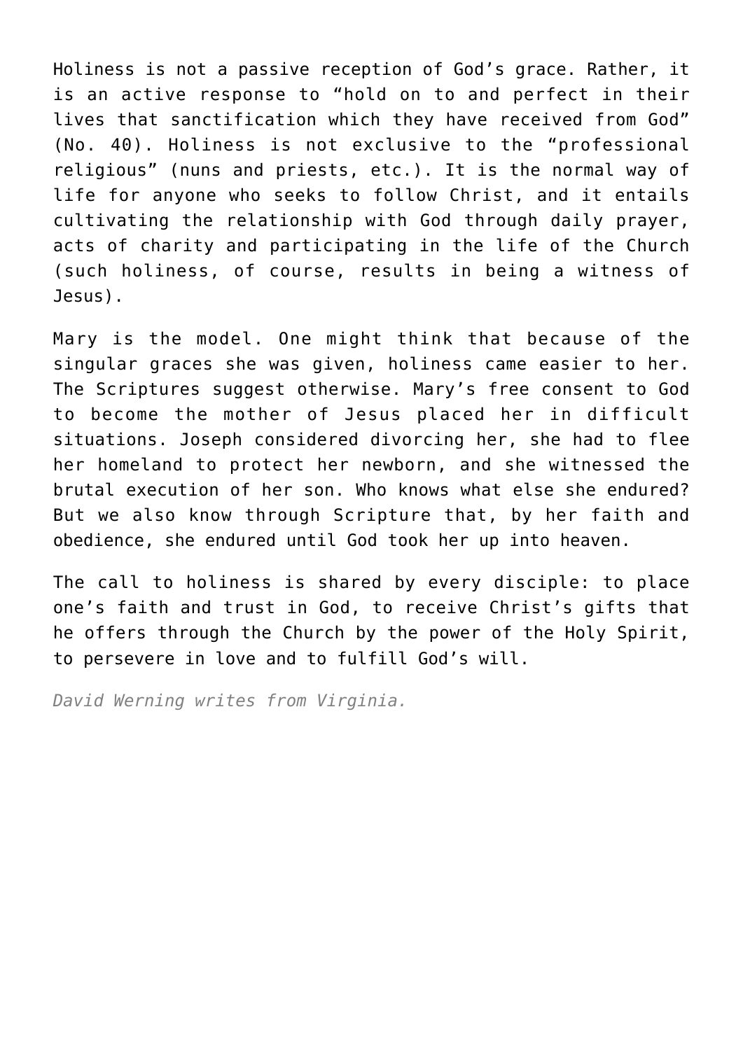Holiness is not a passive reception of God’s grace. Rather, it is an active response to “hold on to and perfect in their lives that sanctification which they have received from God” (No. 40). Holiness is not exclusive to the “professional religious” (nuns and priests, etc.). It is the normal way of life for anyone who seeks to follow Christ, and it entails cultivating the relationship with God through daily prayer, acts of charity and participating in the life of the Church (such holiness, of course, results in being a witness of Jesus).

Mary is the model. One might think that because of the singular graces she was given, holiness came easier to her. The Scriptures suggest otherwise. Mary’s free consent to God to become the mother of Jesus placed her in difficult situations. Joseph considered divorcing her, she had to flee her homeland to protect her newborn, and she witnessed the brutal execution of her son. Who knows what else she endured? But we also know through Scripture that, by her faith and obedience, she endured until God took her up into heaven.

The call to holiness is shared by every disciple: to place one’s faith and trust in God, to receive Christ’s gifts that he offers through the Church by the power of the Holy Spirit, to persevere in love and to fulfill God’s will.

*David Werning writes from Virginia.*